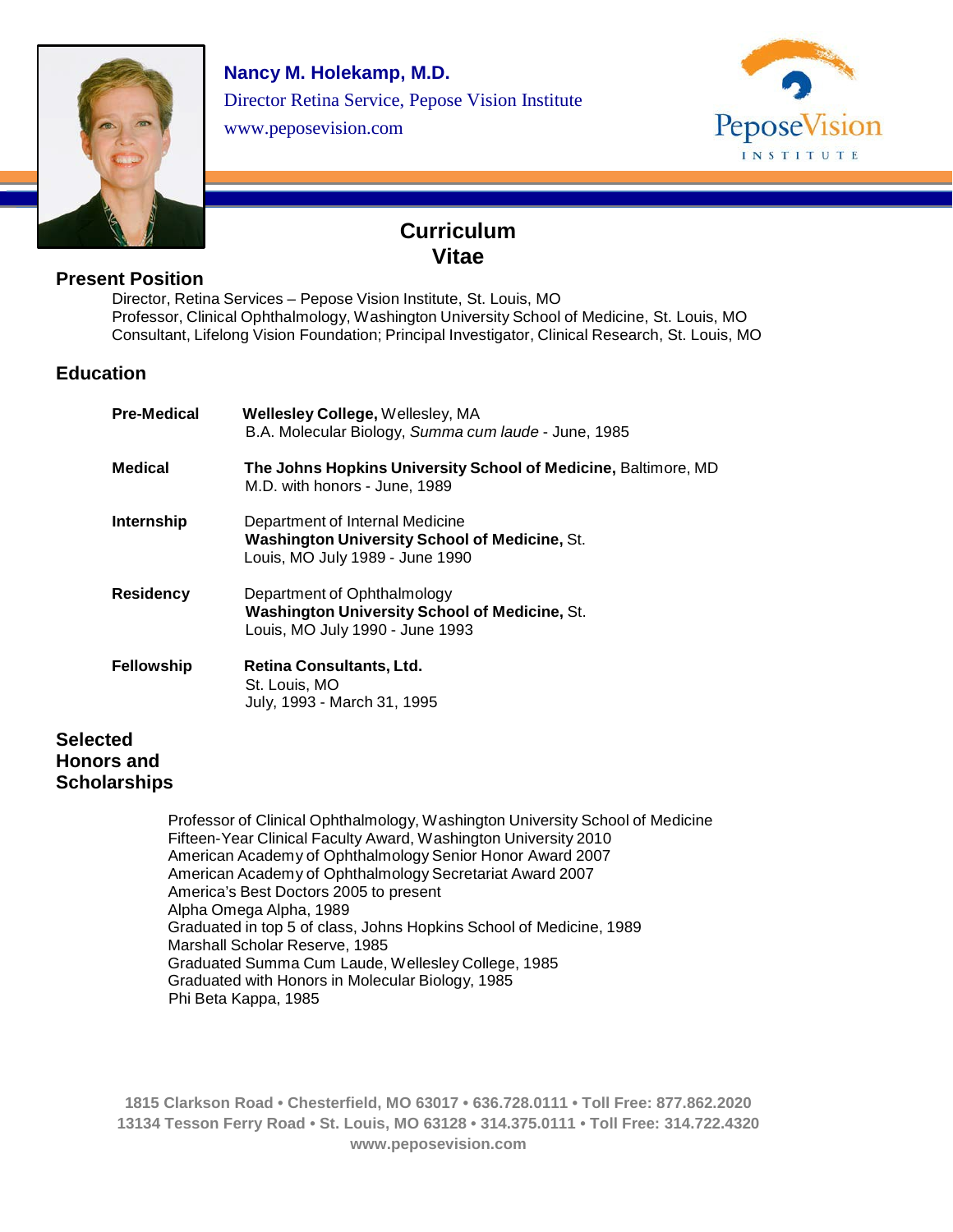**Nancy M. Holekamp, M.D.**
Director Retina Service, Pepose Vision Institute
www.peposevision.com

# Curriculum Vitae

## Present Position

Director, Retina Services – Pepose Vision Institute, St. Louis, MO
Professor, Clinical Ophthalmology, Washington University School of Medicine, St. Louis, MO
Consultant, Lifelong Vision Foundation; Principal Investigator, Clinical Research, St. Louis, MO

## Education

**Pre-Medical** — **Wellesley College,** Wellesley, MA
B.A. Molecular Biology, *Summa cum laude* - June, 1985

**Medical** — **The Johns Hopkins University School of Medicine,** Baltimore, MD
M.D. with honors - June, 1989

**Internship** — Department of Internal Medicine
**Washington University School of Medicine,** St. Louis, MO July 1989 - June 1990

**Residency** — Department of Ophthalmology
**Washington University School of Medicine,** St. Louis, MO July 1990 - June 1993

**Fellowship** — **Retina Consultants, Ltd.**
St. Louis, MO
July, 1993 - March 31, 1995

## Selected Honors and Scholarships

Professor of Clinical Ophthalmology, Washington University School of Medicine
Fifteen-Year Clinical Faculty Award, Washington University 2010
American Academy of Ophthalmology Senior Honor Award 2007
American Academy of Ophthalmology Secretariat Award 2007
America's Best Doctors 2005 to present
Alpha Omega Alpha, 1989
Graduated in top 5 of class, Johns Hopkins School of Medicine, 1989
Marshall Scholar Reserve, 1985
Graduated Summa Cum Laude, Wellesley College, 1985
Graduated with Honors in Molecular Biology, 1985
Phi Beta Kappa, 1985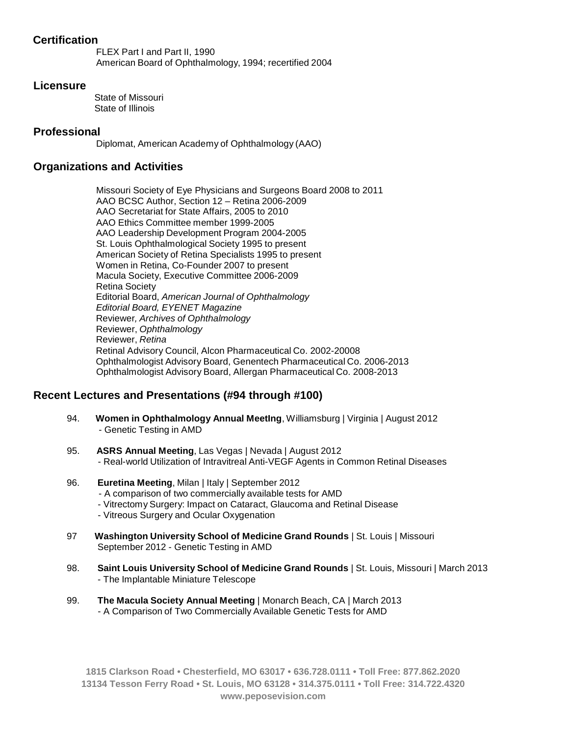## Certification

FLEX Part I and Part II, 1990
American Board of Ophthalmology, 1994; recertified 2004

## Licensure

State of Missouri
State of Illinois

## Professional

Diplomat, American Academy of Ophthalmology (AAO)

## Organizations and Activities

Missouri Society of Eye Physicians and Surgeons Board 2008 to 2011
AAO BCSC Author, Section 12 – Retina 2006-2009
AAO Secretariat for State Affairs, 2005 to 2010
AAO Ethics Committee member 1999-2005
AAO Leadership Development Program 2004-2005
St. Louis Ophthalmological Society 1995 to present
American Society of Retina Specialists 1995 to present
Women in Retina, Co-Founder 2007 to present
Macula Society, Executive Committee 2006-2009
Retina Society
Editorial Board, *American Journal of Ophthalmology*
*Editorial Board, EYENET Magazine*
Reviewer*, Archives of Ophthalmology*
Reviewer, *Ophthalmology*
Reviewer, *Retina*
Retinal Advisory Council, Alcon Pharmaceutical Co. 2002-20008
Ophthalmologist Advisory Board, Genentech Pharmaceutical Co. 2006-2013
Ophthalmologist Advisory Board, Allergan Pharmaceutical Co. 2008-2013

## Recent Lectures and Presentations (#94 through #100)

94. **Women in Ophthalmology Annual MeetIng**, Williamsburg | Virginia | August 2012
    - Genetic Testing in AMD

95. **ASRS Annual Meeting**, Las Vegas | Nevada | August 2012
    - Real-world Utilization of Intravitreal Anti-VEGF Agents in Common Retinal Diseases

96. **Euretina Meeting**, Milan | Italy | September 2012
    - A comparison of two commercially available tests for AMD
    - Vitrectomy Surgery: Impact on Cataract, Glaucoma and Retinal Disease
    - Vitreous Surgery and Ocular Oxygenation

97 **Washington University School of Medicine Grand Rounds** | St. Louis | Missouri
    September 2012 - Genetic Testing in AMD

98. **Saint Louis University School of Medicine Grand Rounds** | St. Louis, Missouri | March 2013
    - The Implantable Miniature Telescope

99. **The Macula Society Annual Meeting** | Monarch Beach, CA | March 2013
    - A Comparison of Two Commercially Available Genetic Tests for AMD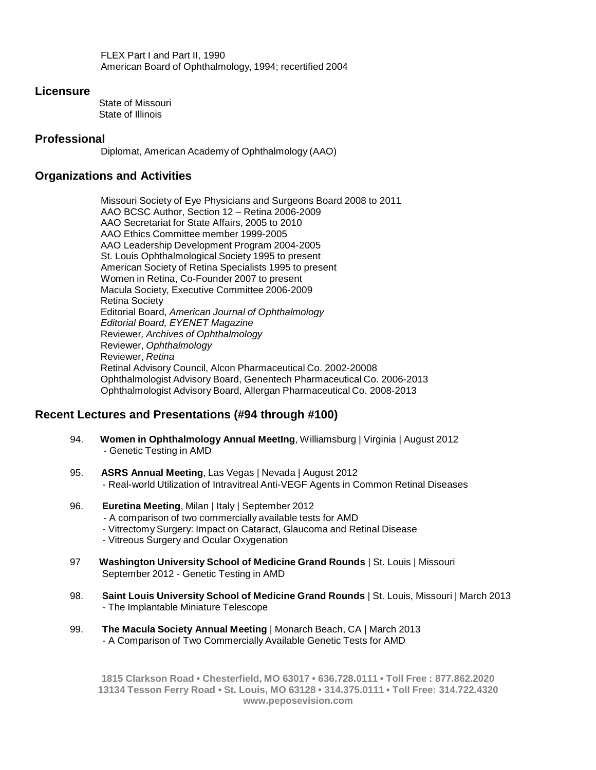FLEX Part I and Part II, 1990
American Board of Ophthalmology, 1994; recertified 2004

## Licensure

State of Missouri
State of Illinois

## Professional

Diplomat, American Academy of Ophthalmology (AAO)

## Organizations and Activities

Missouri Society of Eye Physicians and Surgeons Board 2008 to 2011
AAO BCSC Author, Section 12 – Retina 2006-2009
AAO Secretariat for State Affairs, 2005 to 2010
AAO Ethics Committee member 1999-2005
AAO Leadership Development Program 2004-2005
St. Louis Ophthalmological Society 1995 to present
American Society of Retina Specialists 1995 to present
Women in Retina, Co-Founder 2007 to present
Macula Society, Executive Committee 2006-2009
Retina Society
Editorial Board, *American Journal of Ophthalmology*
*Editorial Board, EYENET Magazine*
Reviewer*, Archives of Ophthalmology*
Reviewer, *Ophthalmology*
Reviewer, *Retina*
Retinal Advisory Council, Alcon Pharmaceutical Co. 2002-20008
Ophthalmologist Advisory Board, Genentech Pharmaceutical Co. 2006-2013
Ophthalmologist Advisory Board, Allergan Pharmaceutical Co. 2008-2013

## Recent Lectures and Presentations (#94 through #100)

94. **Women in Ophthalmology Annual MeetIng**, Williamsburg | Virginia | August 2012
 - Genetic Testing in AMD

95. **ASRS Annual Meeting**, Las Vegas | Nevada | August 2012
 - Real-world Utilization of Intravitreal Anti-VEGF Agents in Common Retinal Diseases

96. **Euretina Meeting**, Milan | Italy | September 2012
 - A comparison of two commercially available tests for AMD
 - Vitrectomy Surgery: Impact on Cataract, Glaucoma and Retinal Disease
 - Vitreous Surgery and Ocular Oxygenation

97 **Washington University School of Medicine Grand Rounds** | St. Louis | Missouri
 September 2012 - Genetic Testing in AMD

98. **Saint Louis University School of Medicine Grand Rounds** | St. Louis, Missouri | March 2013
 - The Implantable Miniature Telescope

99. **The Macula Society Annual Meeting** | Monarch Beach, CA | March 2013
 - A Comparison of Two Commercially Available Genetic Tests for AMD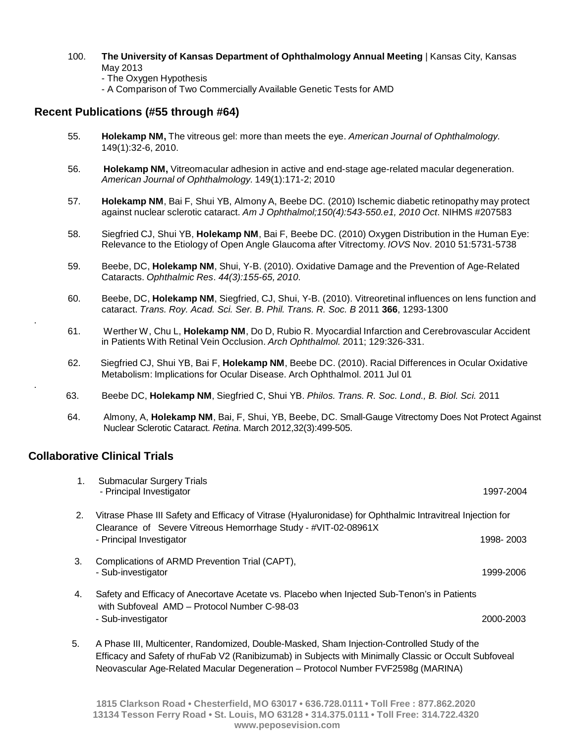100. **The University of Kansas Department of Ophthalmology Annual Meeting** | Kansas City, Kansas
 May 2013
 - The Oxygen Hypothesis
 - A Comparison of Two Commercially Available Genetic Tests for AMD

## Recent Publications (#55 through #64)

55. **Holekamp NM,** The vitreous gel: more than meets the eye. *American Journal of Ophthalmology.* 149(1):32-6, 2010.

56. **Holekamp NM,** Vitreomacular adhesion in active and end-stage age-related macular degeneration. *American Journal of Ophthalmology.* 149(1):171-2; 2010

57. **Holekamp NM**, Bai F, Shui YB, Almony A, Beebe DC. (2010) Ischemic diabetic retinopathy may protect against nuclear sclerotic cataract. *Am J Ophthalmol;150(4):543-550.e1, 2010 Oct*. NIHMS #207583

58. Siegfried CJ, Shui YB, **Holekamp NM**, Bai F, Beebe DC. (2010) Oxygen Distribution in the Human Eye: Relevance to the Etiology of Open Angle Glaucoma after Vitrectomy. *IOVS* Nov. 2010 51:5731-5738

59. Beebe, DC, **Holekamp NM**, Shui, Y-B. (2010). Oxidative Damage and the Prevention of Age-Related Cataracts. *Ophthalmic Res*. *44(3):155-65, 2010*.

60. Beebe, DC, **Holekamp NM**, Siegfried, CJ, Shui, Y-B. (2010). Vitreoretinal influences on lens function and cataract. *Trans. Roy. Acad. Sci. Ser. B*. *Phil. Trans. R. Soc. B* 2011 **366**, 1293-1300

61. Werther W, Chu L, **Holekamp NM**, Do D, Rubio R. Myocardial Infarction and Cerebrovascular Accident in Patients With Retinal Vein Occlusion. *Arch Ophthalmol.* 2011; 129:326-331.

62. Siegfried CJ, Shui YB, Bai F, **Holekamp NM**, Beebe DC. (2010). Racial Differences in Ocular Oxidative Metabolism: Implications for Ocular Disease. Arch Ophthalmol. 2011 Jul 01

63. Beebe DC, **Holekamp NM**, Siegfried C, Shui YB. *Philos. Trans. R. Soc. Lond., B. Biol. Sci.* 2011

64. Almony, A, **Holekamp NM**, Bai, F, Shui, YB, Beebe, DC. Small-Gauge Vitrectomy Does Not Protect Against Nuclear Sclerotic Cataract. *Retina*. March 2012,32(3):499-505.

## Collaborative Clinical Trials

1. Submacular Surgery Trials
 - Principal Investigator 1997-2004

2. Vitrase Phase III Safety and Efficacy of Vitrase (Hyaluronidase) for Ophthalmic Intravitreal Injection for Clearance of Severe Vitreous Hemorrhage Study - #VIT-02-08961X
 - Principal Investigator 1998- 2003

3. Complications of ARMD Prevention Trial (CAPT),
 - Sub-investigator 1999-2006

4. Safety and Efficacy of Anecortave Acetate vs. Placebo when Injected Sub-Tenon's in Patients with Subfoveal AMD – Protocol Number C-98-03
 - Sub-investigator 2000-2003

5. A Phase III, Multicenter, Randomized, Double-Masked, Sham Injection-Controlled Study of the Efficacy and Safety of rhuFab V2 (Ranibizumab) in Subjects with Minimally Classic or Occult Subfoveal Neovascular Age-Related Macular Degeneration – Protocol Number FVF2598g (MARINA)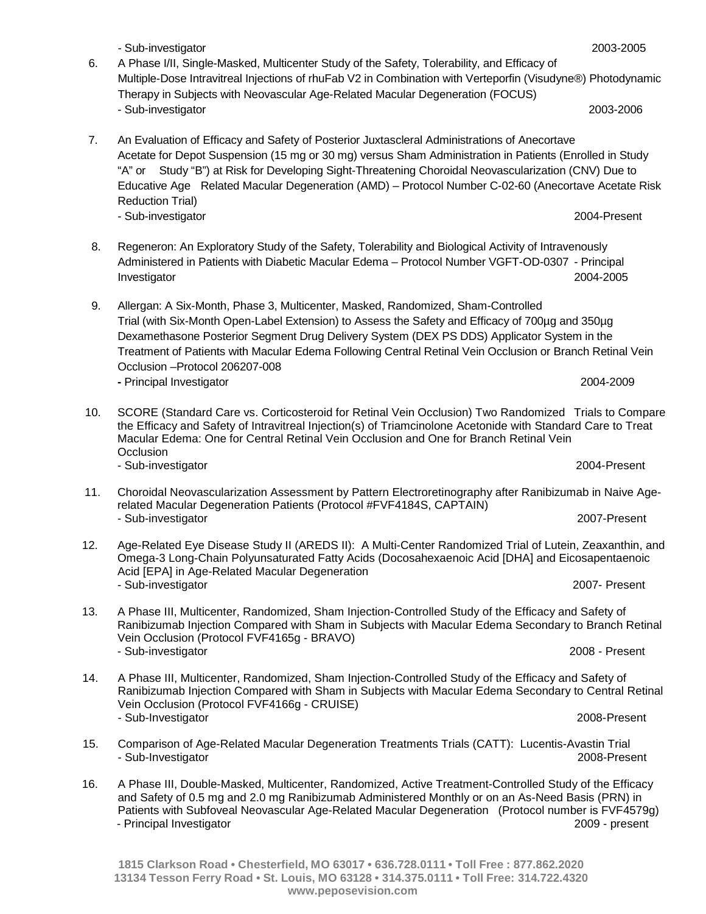- Sub-investigator 2003-2005

6. A Phase I/II, Single-Masked, Multicenter Study of the Safety, Tolerability, and Efficacy of Multiple-Dose Intravitreal Injections of rhuFab V2 in Combination with Verteporfin (Visudyne®) Photodynamic Therapy in Subjects with Neovascular Age-Related Macular Degeneration (FOCUS)
   - Sub-investigator 2003-2006

7. An Evaluation of Efficacy and Safety of Posterior Juxtascleral Administrations of Anecortave Acetate for Depot Suspension (15 mg or 30 mg) versus Sham Administration in Patients (Enrolled in Study "A" or Study "B") at Risk for Developing Sight-Threatening Choroidal Neovascularization (CNV) Due to Educative Age Related Macular Degeneration (AMD) – Protocol Number C-02-60 (Anecortave Acetate Risk Reduction Trial)
   - Sub-investigator 2004-Present

8. Regeneron: An Exploratory Study of the Safety, Tolerability and Biological Activity of Intravenously Administered in Patients with Diabetic Macular Edema – Protocol Number VGFT-OD-0307 - Principal Investigator 2004-2005

9. Allergan: A Six-Month, Phase 3, Multicenter, Masked, Randomized, Sham-Controlled Trial (with Six-Month Open-Label Extension) to Assess the Safety and Efficacy of 700µg and 350µg Dexamethasone Posterior Segment Drug Delivery System (DEX PS DDS) Applicator System in the Treatment of Patients with Macular Edema Following Central Retinal Vein Occlusion or Branch Retinal Vein Occlusion –Protocol 206207-008
   - Principal Investigator 2004-2009

10. SCORE (Standard Care vs. Corticosteroid for Retinal Vein Occlusion) Two Randomized Trials to Compare the Efficacy and Safety of Intravitreal Injection(s) of Triamcinolone Acetonide with Standard Care to Treat Macular Edema: One for Central Retinal Vein Occlusion and One for Branch Retinal Vein Occlusion
    - Sub-investigator 2004-Present

11. Choroidal Neovascularization Assessment by Pattern Electroretinography after Ranibizumab in Naive Age-related Macular Degeneration Patients (Protocol #FVF4184S, CAPTAIN)
    - Sub-investigator 2007-Present

12. Age-Related Eye Disease Study II (AREDS II): A Multi-Center Randomized Trial of Lutein, Zeaxanthin, and Omega-3 Long-Chain Polyunsaturated Fatty Acids (Docosahexaenoic Acid [DHA] and Eicosapentaenoic Acid [EPA] in Age-Related Macular Degeneration
    - Sub-investigator 2007- Present

13. A Phase III, Multicenter, Randomized, Sham Injection-Controlled Study of the Efficacy and Safety of Ranibizumab Injection Compared with Sham in Subjects with Macular Edema Secondary to Branch Retinal Vein Occlusion (Protocol FVF4165g - BRAVO)
    - Sub-investigator 2008 - Present

14. A Phase III, Multicenter, Randomized, Sham Injection-Controlled Study of the Efficacy and Safety of Ranibizumab Injection Compared with Sham in Subjects with Macular Edema Secondary to Central Retinal Vein Occlusion (Protocol FVF4166g - CRUISE)
    - Sub-Investigator 2008-Present

15. Comparison of Age-Related Macular Degeneration Treatments Trials (CATT): Lucentis-Avastin Trial
    - Sub-Investigator 2008-Present

16. A Phase III, Double-Masked, Multicenter, Randomized, Active Treatment-Controlled Study of the Efficacy and Safety of 0.5 mg and 2.0 mg Ranibizumab Administered Monthly or on an As-Need Basis (PRN) in Patients with Subfoveal Neovascular Age-Related Macular Degeneration (Protocol number is FVF4579g)
    - Principal Investigator 2009 - present

**1815 Clarkson Road • Chesterfield, MO 63017 • 636.728.0111 • Toll Free : 877.862.2020**
**13134 Tesson Ferry Road • St. Louis, MO 63128 • 314.375.0111 • Toll Free: 314.722.4320**
**www.peposevision.com**